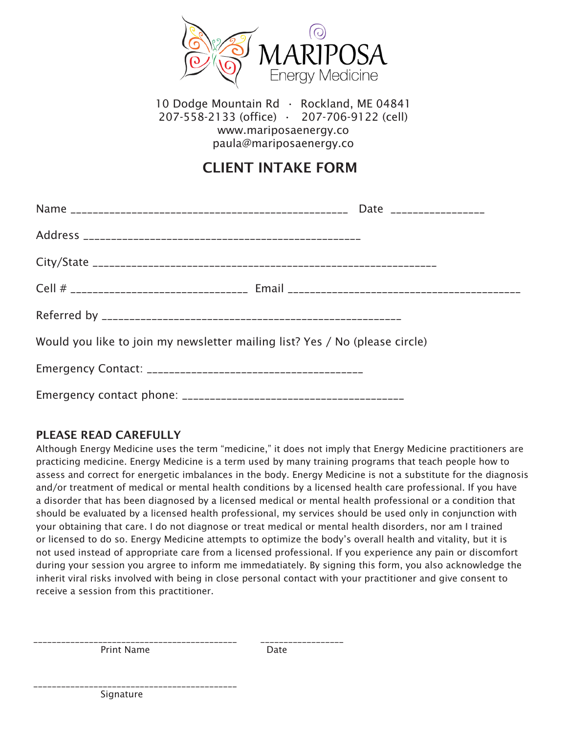# MARIPOSA
Energy Medicine

10 Dodge Mountain Rd · Rockland, ME 04841
207-558-2133 (office) · 207-706-9122 (cell)
www.mariposaenergy.co
paula@mariposaenergy.co

## CLIENT INTAKE FORM

Name _________________________________________________ Date ________________

Address _________________________________________________

City/State _____________________________________________________________

Cell # _______________________________ Email _________________________________________

Referred by _____________________________________________________

Would you like to join my newsletter mailing list? Yes / No (please circle)

Emergency Contact: ______________________________________

Emergency contact phone: _______________________________________

### PLEASE READ CAREFULLY

Although Energy Medicine uses the term "medicine," it does not imply that Energy Medicine practitioners are practicing medicine. Energy Medicine is a term used by many training programs that teach people how to assess and correct for energetic imbalances in the body. Energy Medicine is not a substitute for the diagnosis and/or treatment of medical or mental health conditions by a licensed health care professional. If you have a disorder that has been diagnosed by a licensed medical or mental health professional or a condition that should be evaluated by a licensed health professional, my services should be used only in conjunction with your obtaining that care. I do not diagnose or treat medical or mental health disorders, nor am I trained or licensed to do so. Energy Medicine attempts to optimize the body's overall health and vitality, but it is not used instead of appropriate care from a licensed professional. If you experience any pain or discomfort during your session you argree to inform me immedatiately. By signing this form, you also acknowledge the inherit viral risks involved with being in close personal contact with your practitioner and give consent to receive a session from this practitioner.

____________________________________________ __________________
Print Name Date

____________________________________________
Signature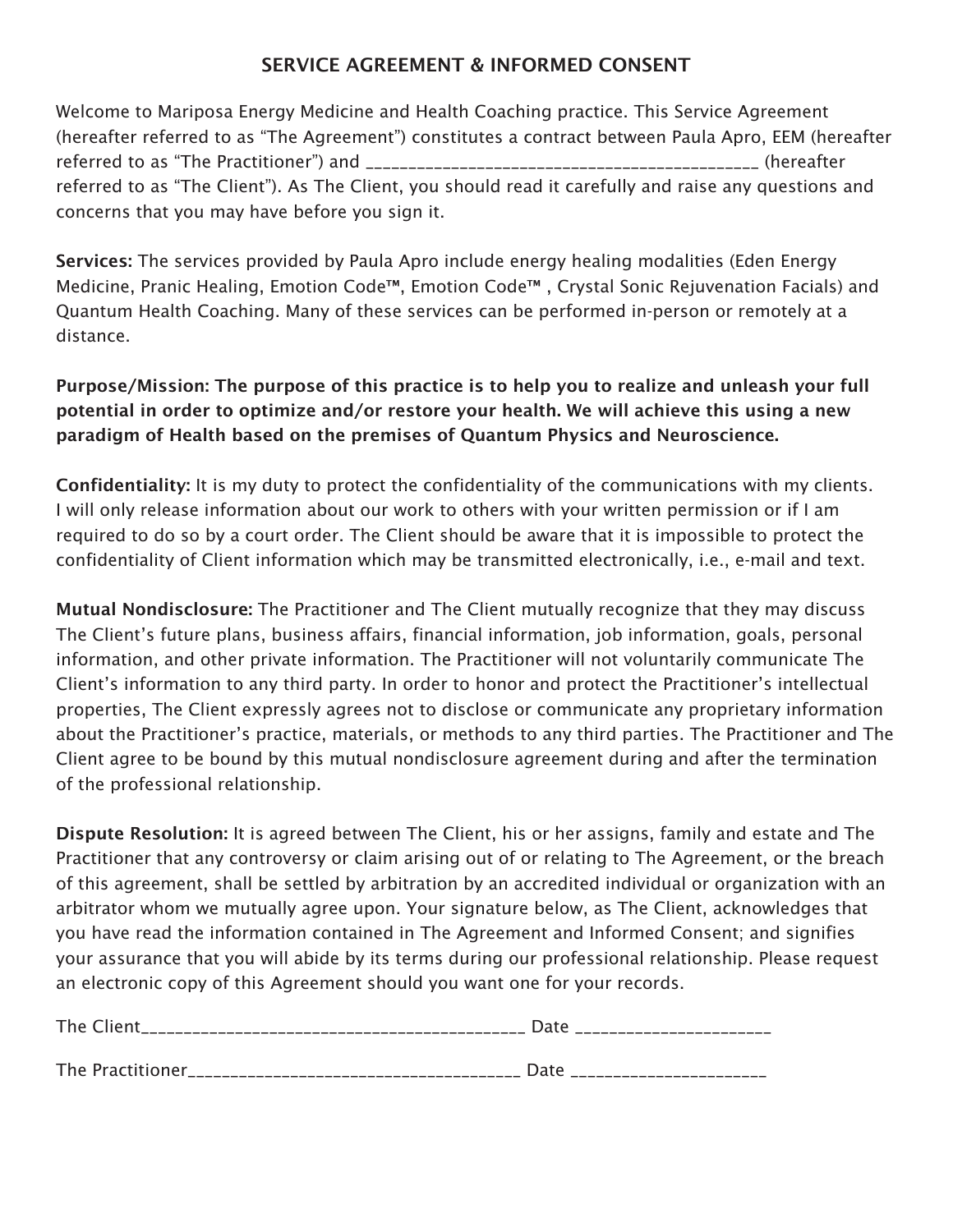## SERVICE AGREEMENT & INFORMED CONSENT

Welcome to Mariposa Energy Medicine and Health Coaching practice. This Service Agreement (hereafter referred to as "The Agreement") constitutes a contract between Paula Apro, EEM (hereafter referred to as "The Practitioner") and _____________________________________________ (hereafter referred to as "The Client"). As The Client, you should read it carefully and raise any questions and concerns that you may have before you sign it.

**Services:** The services provided by Paula Apro include energy healing modalities (Eden Energy Medicine, Pranic Healing, Emotion Code™, Emotion Code™ , Crystal Sonic Rejuvenation Facials) and Quantum Health Coaching. Many of these services can be performed in-person or remotely at a distance.

**Purpose/Mission: The purpose of this practice is to help you to realize and unleash your full potential in order to optimize and/or restore your health. We will achieve this using a new paradigm of Health based on the premises of Quantum Physics and Neuroscience.**

**Confidentiality:** It is my duty to protect the confidentiality of the communications with my clients. I will only release information about our work to others with your written permission or if I am required to do so by a court order. The Client should be aware that it is impossible to protect the confidentiality of Client information which may be transmitted electronically, i.e., e-mail and text.

**Mutual Nondisclosure:** The Practitioner and The Client mutually recognize that they may discuss The Client's future plans, business affairs, financial information, job information, goals, personal information, and other private information. The Practitioner will not voluntarily communicate The Client's information to any third party. In order to honor and protect the Practitioner's intellectual properties, The Client expressly agrees not to disclose or communicate any proprietary information about the Practitioner's practice, materials, or methods to any third parties. The Practitioner and The Client agree to be bound by this mutual nondisclosure agreement during and after the termination of the professional relationship.

**Dispute Resolution:** It is agreed between The Client, his or her assigns, family and estate and The Practitioner that any controversy or claim arising out of or relating to The Agreement, or the breach of this agreement, shall be settled by arbitration by an accredited individual or organization with an arbitrator whom we mutually agree upon. Your signature below, as The Client, acknowledges that you have read the information contained in The Agreement and Informed Consent; and signifies your assurance that you will abide by its terms during our professional relationship. Please request an electronic copy of this Agreement should you want one for your records.

The Client_____________________________________________ Date ______________________

The Practitioner_______________________________________ Date ______________________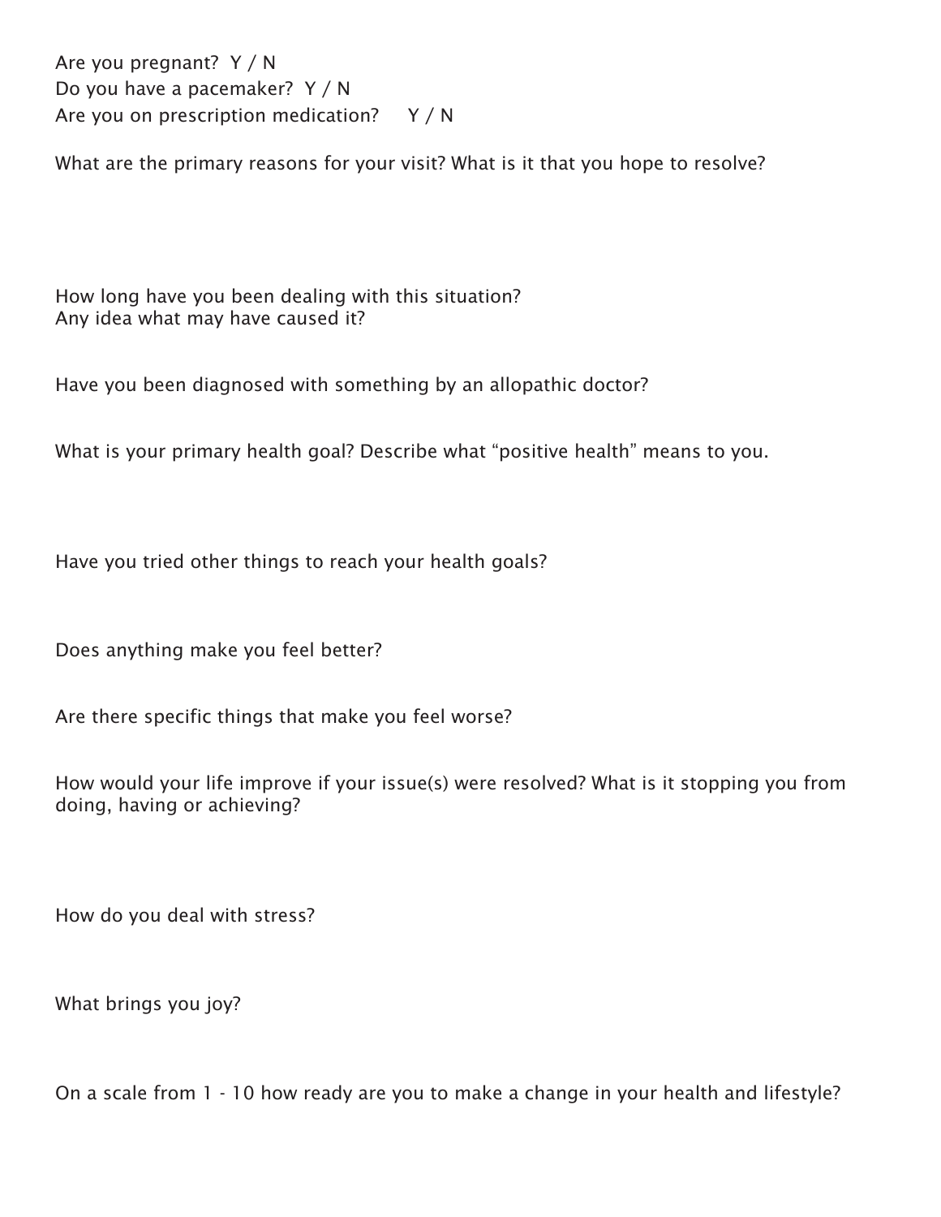Are you pregnant?  Y / N
Do you have a pacemaker?  Y / N
Are you on prescription medication?     Y / N

What are the primary reasons for your visit? What is it that you hope to resolve?

How long have you been dealing with this situation?
Any idea what may have caused it?

Have you been diagnosed with something by an allopathic doctor?

What is your primary health goal? Describe what "positive health" means to you.

Have you tried other things to reach your health goals?

Does anything make you feel better?

Are there specific things that make you feel worse?

How would your life improve if your issue(s) were resolved? What is it stopping you from doing, having or achieving?

How do you deal with stress?

What brings you joy?

On a scale from 1 - 10 how ready are you to make a change in your health and lifestyle?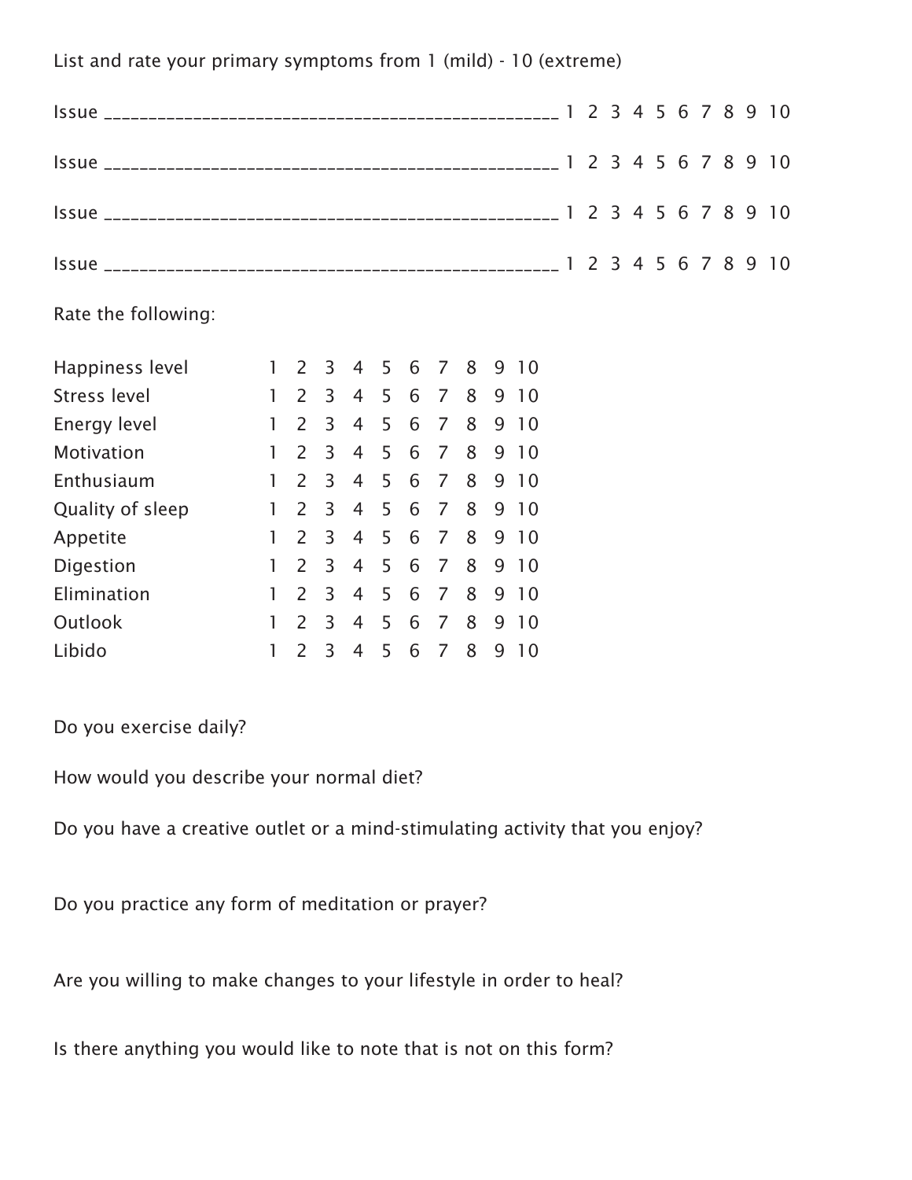List and rate your primary symptoms from 1 (mild) - 10 (extreme)

Issue ___________________________________________________ 1 2 3 4 5 6 7 8 9 10

Issue ___________________________________________________ 1 2 3 4 5 6 7 8 9 10

Issue ___________________________________________________ 1 2 3 4 5 6 7 8 9 10

Issue ___________________________________________________ 1 2 3 4 5 6 7 8 9 10

Rate the following:

| | | | | | | | | | | |
|---|---|---|---|---|---|---|---|---|---|---|
| Happiness level | 1 | 2 | 3 | 4 | 5 | 6 | 7 | 8 | 9 | 10 |
| Stress level | 1 | 2 | 3 | 4 | 5 | 6 | 7 | 8 | 9 | 10 |
| Energy level | 1 | 2 | 3 | 4 | 5 | 6 | 7 | 8 | 9 | 10 |
| Motivation | 1 | 2 | 3 | 4 | 5 | 6 | 7 | 8 | 9 | 10 |
| Enthusiaum | 1 | 2 | 3 | 4 | 5 | 6 | 7 | 8 | 9 | 10 |
| Quality of sleep | 1 | 2 | 3 | 4 | 5 | 6 | 7 | 8 | 9 | 10 |
| Appetite | 1 | 2 | 3 | 4 | 5 | 6 | 7 | 8 | 9 | 10 |
| Digestion | 1 | 2 | 3 | 4 | 5 | 6 | 7 | 8 | 9 | 10 |
| Elimination | 1 | 2 | 3 | 4 | 5 | 6 | 7 | 8 | 9 | 10 |
| Outlook | 1 | 2 | 3 | 4 | 5 | 6 | 7 | 8 | 9 | 10 |
| Libido | 1 | 2 | 3 | 4 | 5 | 6 | 7 | 8 | 9 | 10 |

Do you exercise daily?

How would you describe your normal diet?

Do you have a creative outlet or a mind-stimulating activity that you enjoy?

Do you practice any form of meditation or prayer?

Are you willing to make changes to your lifestyle in order to heal?

Is there anything you would like to note that is not on this form?